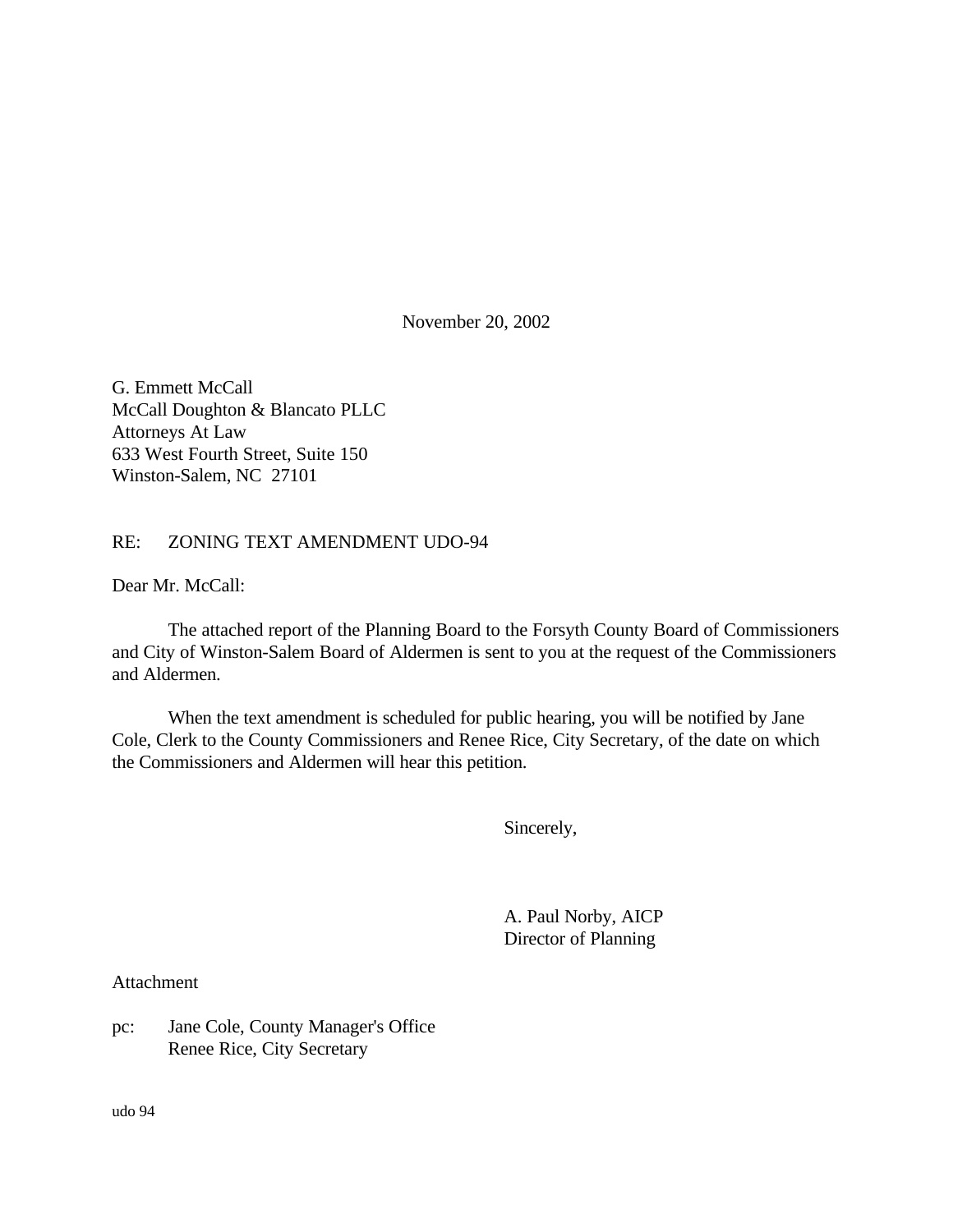November 20, 2002

G. Emmett McCall
McCall Doughton & Blancato PLLC
Attorneys At Law
633 West Fourth Street, Suite 150
Winston-Salem, NC  27101

RE: ZONING TEXT AMENDMENT UDO-94

Dear Mr. McCall:

The attached report of the Planning Board to the Forsyth County Board of Commissioners and City of Winston-Salem Board of Aldermen is sent to you at the request of the Commissioners and Aldermen.

When the text amendment is scheduled for public hearing, you will be notified by Jane Cole, Clerk to the County Commissioners and Renee Rice, City Secretary, of the date on which the Commissioners and Aldermen will hear this petition.

Sincerely,

A. Paul Norby, AICP
Director of Planning

Attachment

pc: Jane Cole, County Manager's Office
Renee Rice, City Secretary

udo 94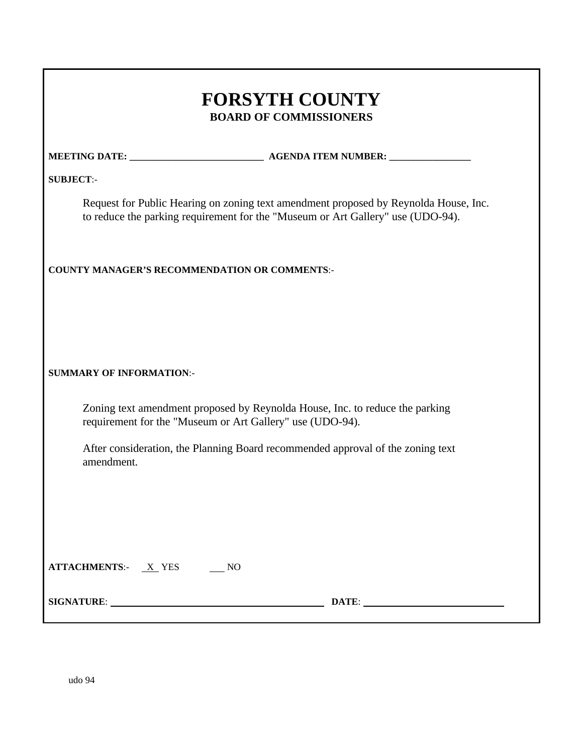# FORSYTH COUNTY

## BOARD OF COMMISSIONERS

**MEETING DATE:** ___________________________ **AGENDA ITEM NUMBER:** ________________

**SUBJECT**:-

Request for Public Hearing on zoning text amendment proposed by Reynolda House, Inc. to reduce the parking requirement for the "Museum or Art Gallery" use (UDO-94).

**COUNTY MANAGER'S RECOMMENDATION OR COMMENTS**:-

**SUMMARY OF INFORMATION**:-

Zoning text amendment proposed by Reynolda House, Inc. to reduce the parking requirement for the "Museum or Art Gallery" use (UDO-94).

After consideration, the Planning Board recommended approval of the zoning text amendment.

**ATTACHMENTS**:- X YES ___ NO

**SIGNATURE**: ______________________________ **DATE**: ______________________

udo 94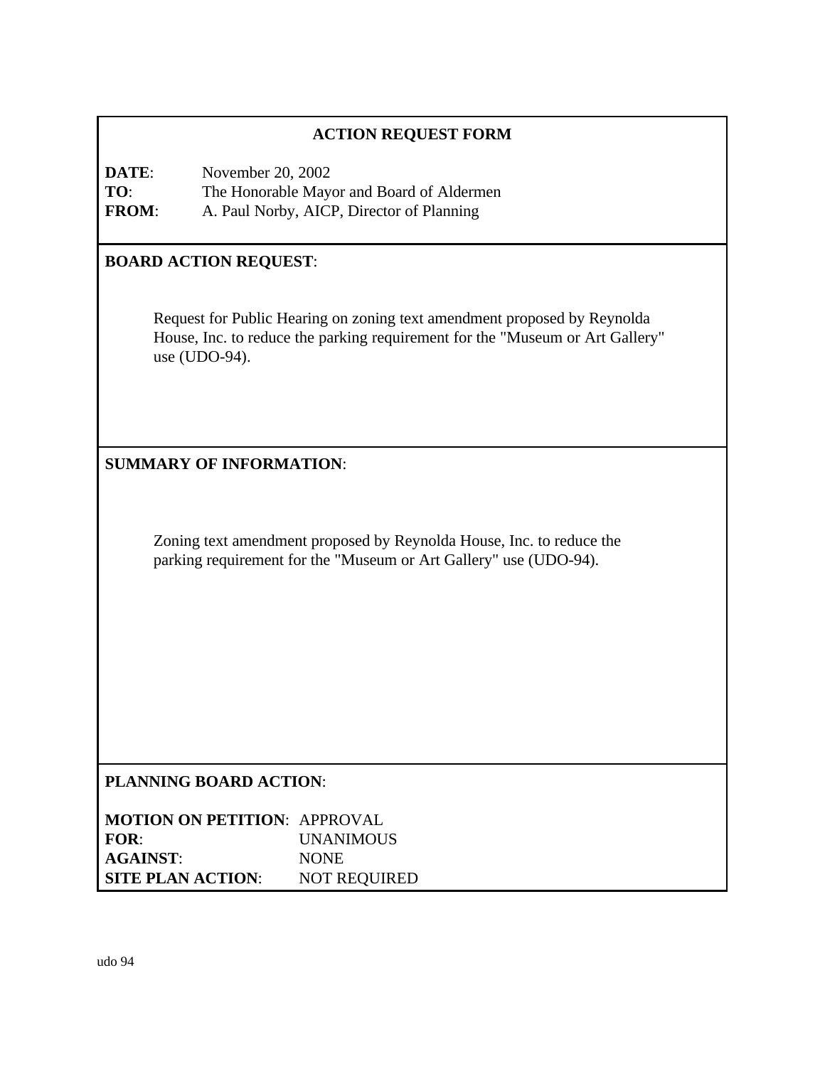## ACTION REQUEST FORM

**DATE**: November 20, 2002
**TO**: The Honorable Mayor and Board of Aldermen
**FROM**: A. Paul Norby, AICP, Director of Planning

**BOARD ACTION REQUEST**:

Request for Public Hearing on zoning text amendment proposed by Reynolda House, Inc. to reduce the parking requirement for the "Museum or Art Gallery" use (UDO-94).

**SUMMARY OF INFORMATION**:

Zoning text amendment proposed by Reynolda House, Inc. to reduce the parking requirement for the "Museum or Art Gallery" use (UDO-94).

**PLANNING BOARD ACTION**:

**MOTION ON PETITION**: APPROVAL
**FOR**: UNANIMOUS
**AGAINST**: NONE
**SITE PLAN ACTION**: NOT REQUIRED

udo 94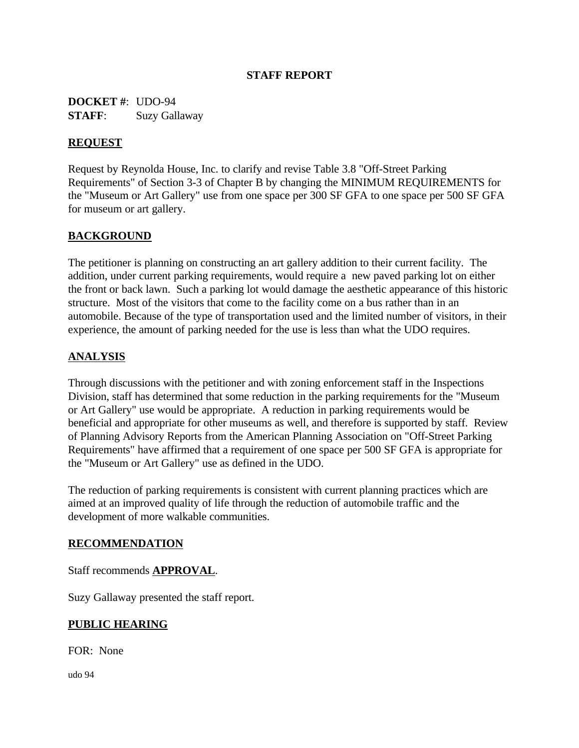# STAFF REPORT

**DOCKET #**: UDO-94
**STAFF**: Suzy Gallaway

## REQUEST

Request by Reynolda House, Inc. to clarify and revise Table 3.8 "Off-Street Parking Requirements" of Section 3-3 of Chapter B by changing the MINIMUM REQUIREMENTS for the "Museum or Art Gallery" use from one space per 300 SF GFA to one space per 500 SF GFA for museum or art gallery.

## BACKGROUND

The petitioner is planning on constructing an art gallery addition to their current facility. The addition, under current parking requirements, would require a new paved parking lot on either the front or back lawn. Such a parking lot would damage the aesthetic appearance of this historic structure. Most of the visitors that come to the facility come on a bus rather than in an automobile. Because of the type of transportation used and the limited number of visitors, in their experience, the amount of parking needed for the use is less than what the UDO requires.

## ANALYSIS

Through discussions with the petitioner and with zoning enforcement staff in the Inspections Division, staff has determined that some reduction in the parking requirements for the "Museum or Art Gallery" use would be appropriate. A reduction in parking requirements would be beneficial and appropriate for other museums as well, and therefore is supported by staff. Review of Planning Advisory Reports from the American Planning Association on "Off-Street Parking Requirements" have affirmed that a requirement of one space per 500 SF GFA is appropriate for the "Museum or Art Gallery" use as defined in the UDO.

The reduction of parking requirements is consistent with current planning practices which are aimed at an improved quality of life through the reduction of automobile traffic and the development of more walkable communities.

## RECOMMENDATION

Staff recommends **APPROVAL**.

Suzy Gallaway presented the staff report.

## PUBLIC HEARING

FOR: None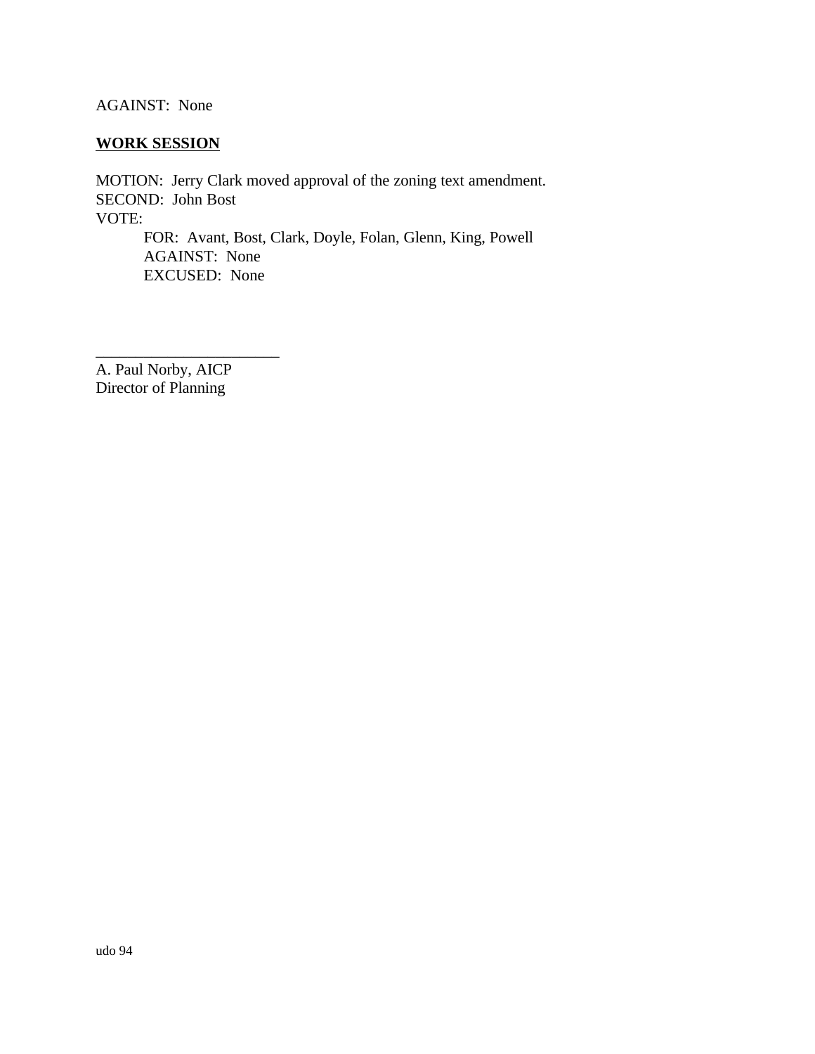AGAINST: None

**WORK SESSION**

MOTION: Jerry Clark moved approval of the zoning text amendment.
SECOND: John Bost
VOTE:

FOR: Avant, Bost, Clark, Doyle, Folan, Glenn, King, Powell
AGAINST: None
EXCUSED: None

\_\_\_\_\_\_\_\_\_\_\_\_\_\_\_\_\_\_\_\_\_\_\_\_

A. Paul Norby, AICP
Director of Planning

udo 94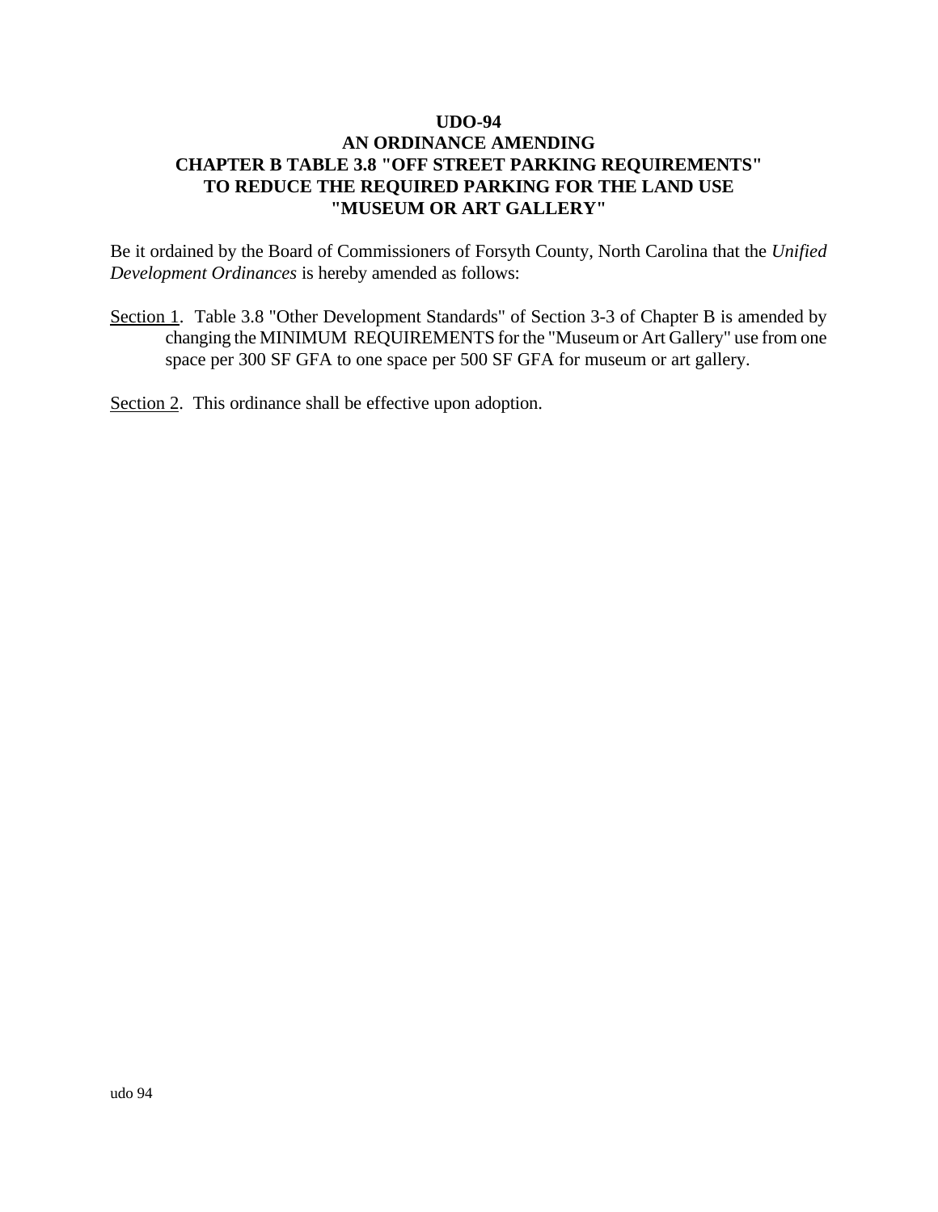**UDO-94**
**AN ORDINANCE AMENDING**
**CHAPTER B TABLE 3.8 "OFF STREET PARKING REQUIREMENTS"**
**TO REDUCE THE REQUIRED PARKING FOR THE LAND USE**
**"MUSEUM OR ART GALLERY"**

Be it ordained by the Board of Commissioners of Forsyth County, North Carolina that the *Unified Development Ordinances* is hereby amended as follows:

Section 1. Table 3.8 "Other Development Standards" of Section 3-3 of Chapter B is amended by changing the MINIMUM REQUIREMENTS for the "Museum or Art Gallery" use from one space per 300 SF GFA to one space per 500 SF GFA for museum or art gallery.

Section 2. This ordinance shall be effective upon adoption.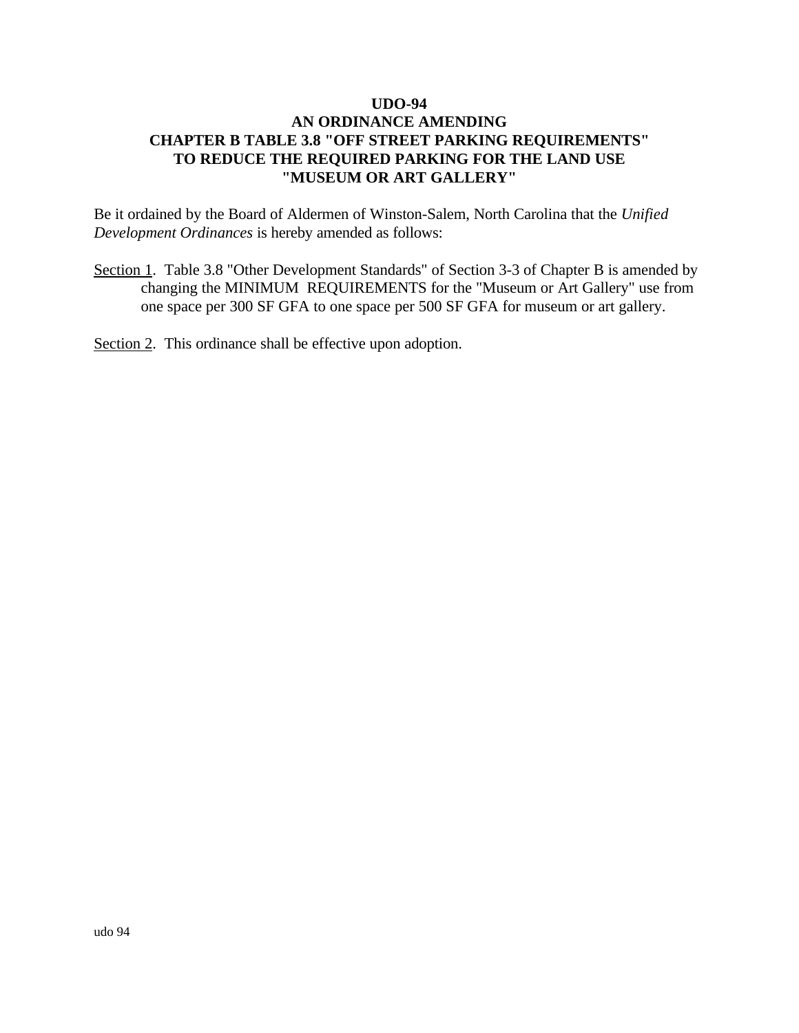**UDO-94**
**AN ORDINANCE AMENDING**
**CHAPTER B TABLE 3.8 "OFF STREET PARKING REQUIREMENTS"**
**TO REDUCE THE REQUIRED PARKING FOR THE LAND USE**
**"MUSEUM OR ART GALLERY"**

Be it ordained by the Board of Aldermen of Winston-Salem, North Carolina that the *Unified Development Ordinances* is hereby amended as follows:

Section 1. Table 3.8 "Other Development Standards" of Section 3-3 of Chapter B is amended by changing the MINIMUM REQUIREMENTS for the "Museum or Art Gallery" use from one space per 300 SF GFA to one space per 500 SF GFA for museum or art gallery.

Section 2. This ordinance shall be effective upon adoption.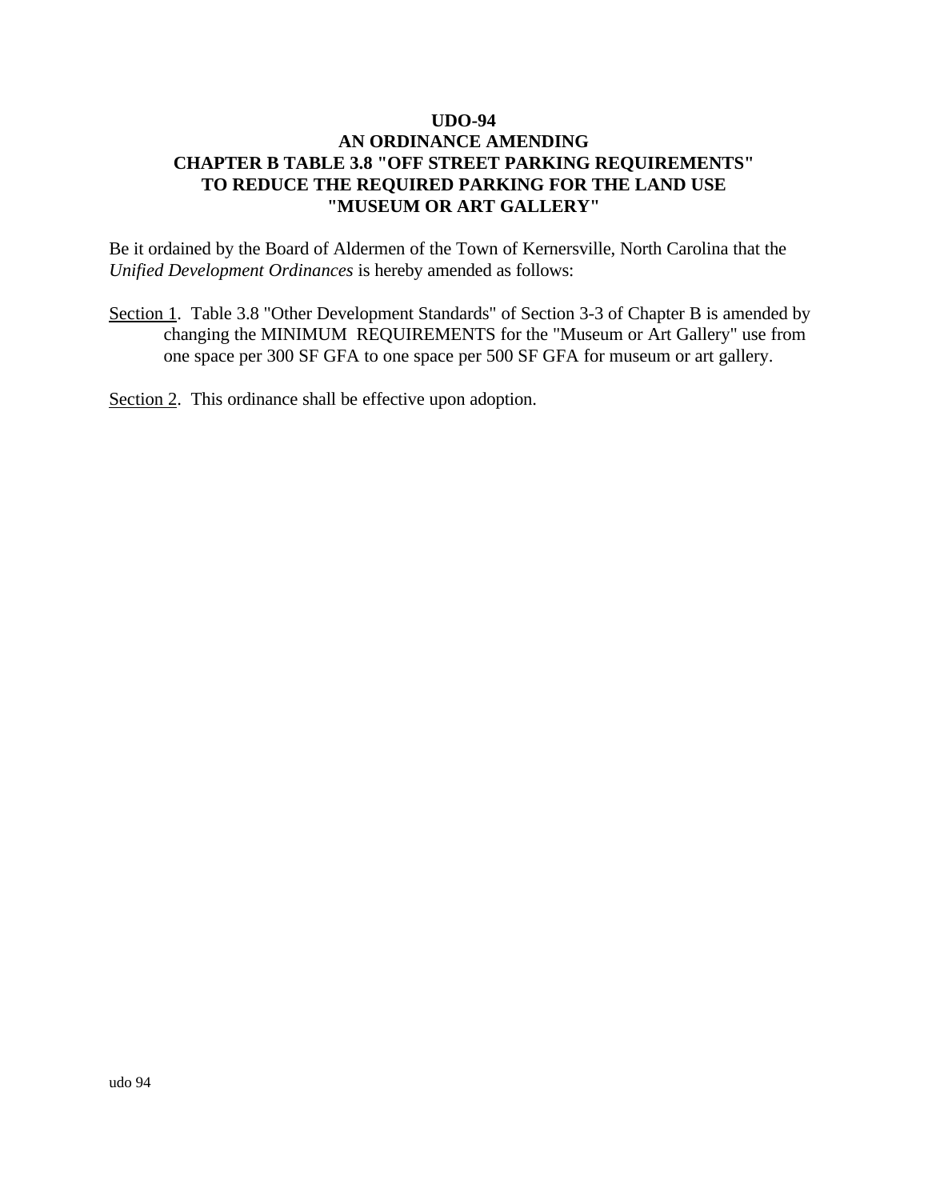**UDO-94**
**AN ORDINANCE AMENDING**
**CHAPTER B TABLE 3.8 "OFF STREET PARKING REQUIREMENTS"**
**TO REDUCE THE REQUIRED PARKING FOR THE LAND USE**
**"MUSEUM OR ART GALLERY"**

Be it ordained by the Board of Aldermen of the Town of Kernersville, North Carolina that the *Unified Development Ordinances* is hereby amended as follows:

Section 1. Table 3.8 "Other Development Standards" of Section 3-3 of Chapter B is amended by changing the MINIMUM REQUIREMENTS for the "Museum or Art Gallery" use from one space per 300 SF GFA to one space per 500 SF GFA for museum or art gallery.

Section 2. This ordinance shall be effective upon adoption.

udo 94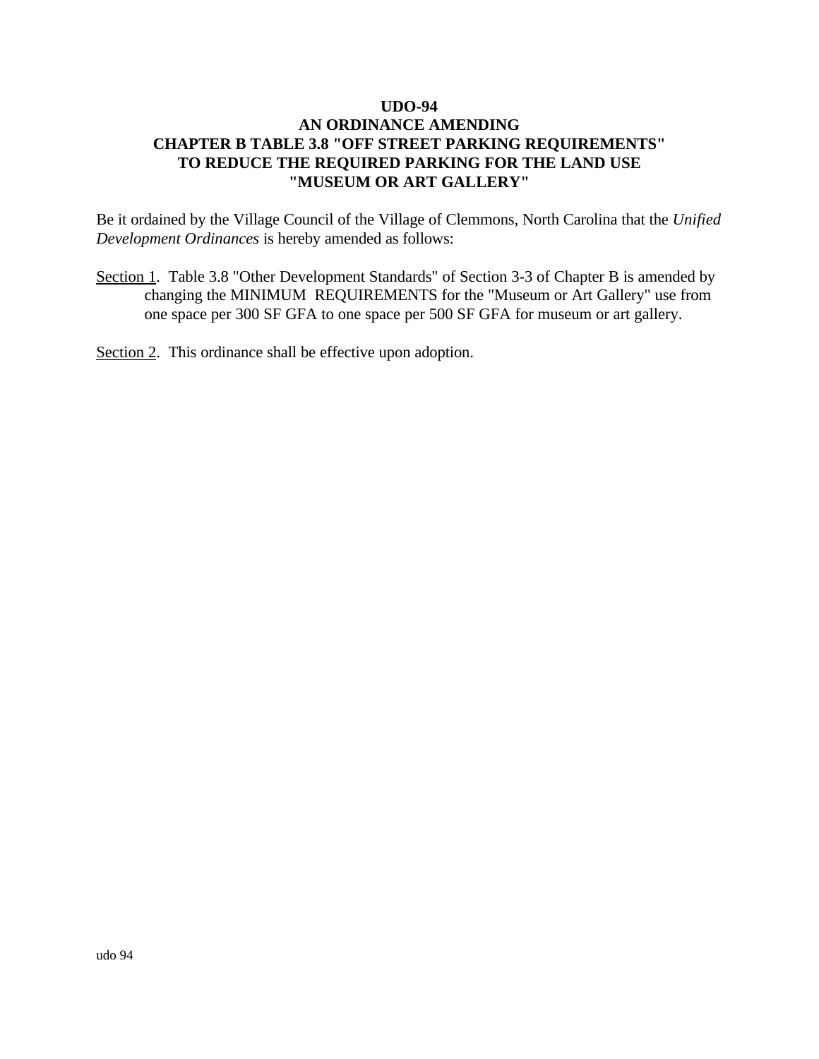**UDO-94**
**AN ORDINANCE AMENDING**
**CHAPTER B TABLE 3.8 "OFF STREET PARKING REQUIREMENTS"**
**TO REDUCE THE REQUIRED PARKING FOR THE LAND USE**
**"MUSEUM OR ART GALLERY"**

Be it ordained by the Village Council of the Village of Clemmons, North Carolina that the *Unified Development Ordinances* is hereby amended as follows:

Section 1. Table 3.8 "Other Development Standards" of Section 3-3 of Chapter B is amended by changing the MINIMUM REQUIREMENTS for the "Museum or Art Gallery" use from one space per 300 SF GFA to one space per 500 SF GFA for museum or art gallery.

Section 2. This ordinance shall be effective upon adoption.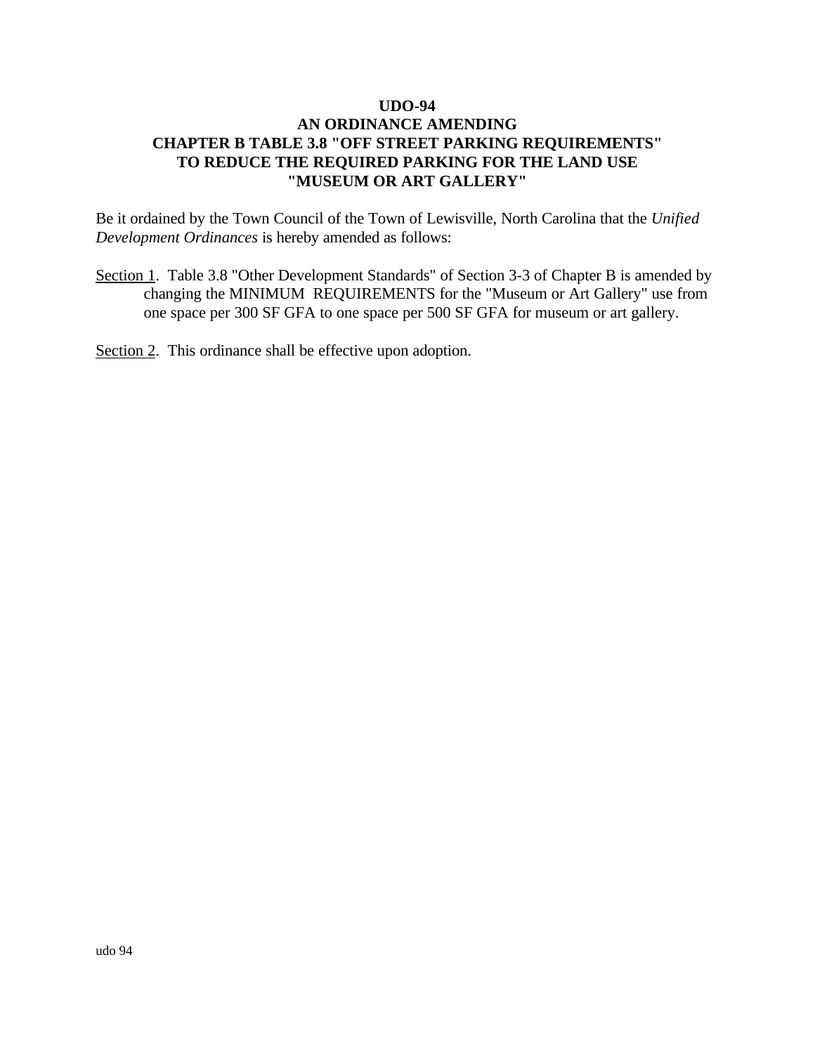**UDO-94**
**AN ORDINANCE AMENDING**
**CHAPTER B TABLE 3.8 "OFF STREET PARKING REQUIREMENTS"**
**TO REDUCE THE REQUIRED PARKING FOR THE LAND USE**
**"MUSEUM OR ART GALLERY"**

Be it ordained by the Town Council of the Town of Lewisville, North Carolina that the *Unified Development Ordinances* is hereby amended as follows:

<u>Section 1</u>. Table 3.8 "Other Development Standards" of Section 3-3 of Chapter B is amended by changing the MINIMUM REQUIREMENTS for the "Museum or Art Gallery" use from one space per 300 SF GFA to one space per 500 SF GFA for museum or art gallery.

<u>Section 2</u>. This ordinance shall be effective upon adoption.